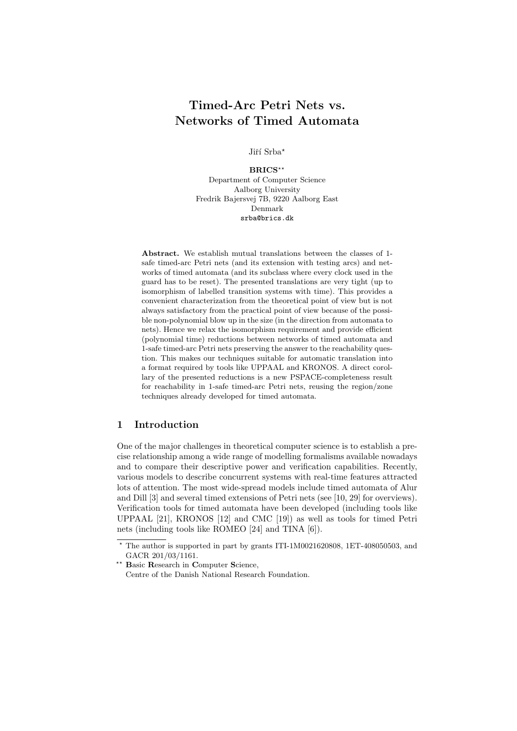# Timed-Arc Petri Nets vs. Networks of Timed Automata

Jiří Srba*

**BRICS****
Department of Computer Science
Aalborg University
Fredrik Bajersvej 7B, 9220 Aalborg East
Denmark
srba@brics.dk

**Abstract.** We establish mutual translations between the classes of 1-safe timed-arc Petri nets (and its extension with testing arcs) and networks of timed automata (and its subclass where every clock used in the guard has to be reset). The presented translations are very tight (up to isomorphism of labelled transition systems with time). This provides a convenient characterization from the theoretical point of view but is not always satisfactory from the practical point of view because of the possible non-polynomial blow up in the size (in the direction from automata to nets). Hence we relax the isomorphism requirement and provide efficient (polynomial time) reductions between networks of timed automata and 1-safe timed-arc Petri nets preserving the answer to the reachability question. This makes our techniques suitable for automatic translation into a format required by tools like UPPAAL and KRONOS. A direct corollary of the presented reductions is a new PSPACE-completeness result for reachability in 1-safe timed-arc Petri nets, reusing the region/zone techniques already developed for timed automata.

## 1 Introduction

One of the major challenges in theoretical computer science is to establish a precise relationship among a wide range of modelling formalisms available nowadays and to compare their descriptive power and verification capabilities. Recently, various models to describe concurrent systems with real-time features attracted lots of attention. The most wide-spread models include timed automata of Alur and Dill [3] and several timed extensions of Petri nets (see [10, 29] for overviews). Verification tools for timed automata have been developed (including tools like UPPAAL [21], KRONOS [12] and CMC [19]) as well as tools for timed Petri nets (including tools like ROMEO [24] and TINA [6]).

* The author is supported in part by grants ITI-1M0021620808, 1ET-408050503, and GACR 201/03/1161.

** **B**asic **R**esearch in **C**omputer **S**cience, Centre of the Danish National Research Foundation.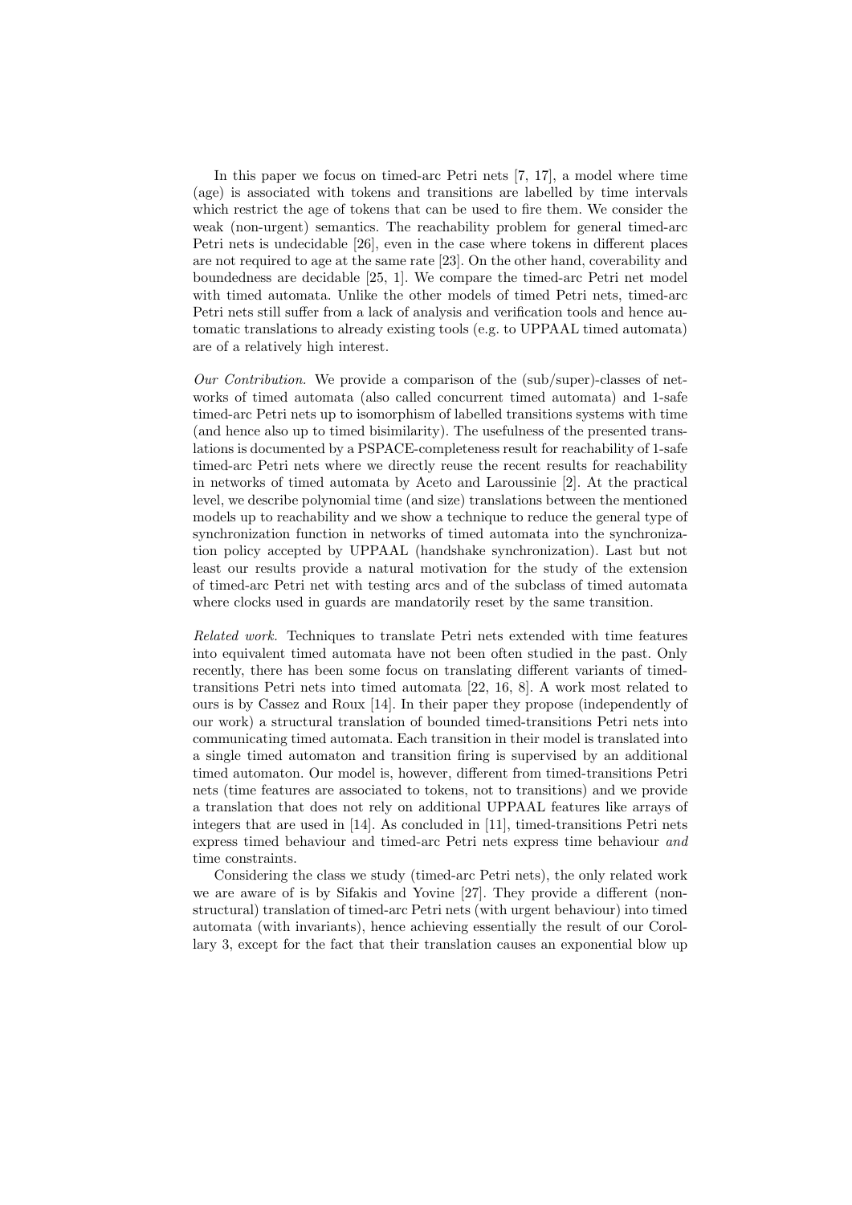In this paper we focus on timed-arc Petri nets [7, 17], a model where time (age) is associated with tokens and transitions are labelled by time intervals which restrict the age of tokens that can be used to fire them. We consider the weak (non-urgent) semantics. The reachability problem for general timed-arc Petri nets is undecidable [26], even in the case where tokens in different places are not required to age at the same rate [23]. On the other hand, coverability and boundedness are decidable [25, 1]. We compare the timed-arc Petri net model with timed automata. Unlike the other models of timed Petri nets, timed-arc Petri nets still suffer from a lack of analysis and verification tools and hence automatic translations to already existing tools (e.g. to UPPAAL timed automata) are of a relatively high interest.

*Our Contribution.* We provide a comparison of the (sub/super)-classes of networks of timed automata (also called concurrent timed automata) and 1-safe timed-arc Petri nets up to isomorphism of labelled transitions systems with time (and hence also up to timed bisimilarity). The usefulness of the presented translations is documented by a PSPACE-completeness result for reachability of 1-safe timed-arc Petri nets where we directly reuse the recent results for reachability in networks of timed automata by Aceto and Laroussinie [2]. At the practical level, we describe polynomial time (and size) translations between the mentioned models up to reachability and we show a technique to reduce the general type of synchronization function in networks of timed automata into the synchronization policy accepted by UPPAAL (handshake synchronization). Last but not least our results provide a natural motivation for the study of the extension of timed-arc Petri net with testing arcs and of the subclass of timed automata where clocks used in guards are mandatorily reset by the same transition.

*Related work.* Techniques to translate Petri nets extended with time features into equivalent timed automata have not been often studied in the past. Only recently, there has been some focus on translating different variants of timed-transitions Petri nets into timed automata [22, 16, 8]. A work most related to ours is by Cassez and Roux [14]. In their paper they propose (independently of our work) a structural translation of bounded timed-transitions Petri nets into communicating timed automata. Each transition in their model is translated into a single timed automaton and transition firing is supervised by an additional timed automaton. Our model is, however, different from timed-transitions Petri nets (time features are associated to tokens, not to transitions) and we provide a translation that does not rely on additional UPPAAL features like arrays of integers that are used in [14]. As concluded in [11], timed-transitions Petri nets express timed behaviour and timed-arc Petri nets express time behaviour *and* time constraints.

Considering the class we study (timed-arc Petri nets), the only related work we are aware of is by Sifakis and Yovine [27]. They provide a different (non-structural) translation of timed-arc Petri nets (with urgent behaviour) into timed automata (with invariants), hence achieving essentially the result of our Corollary 3, except for the fact that their translation causes an exponential blow up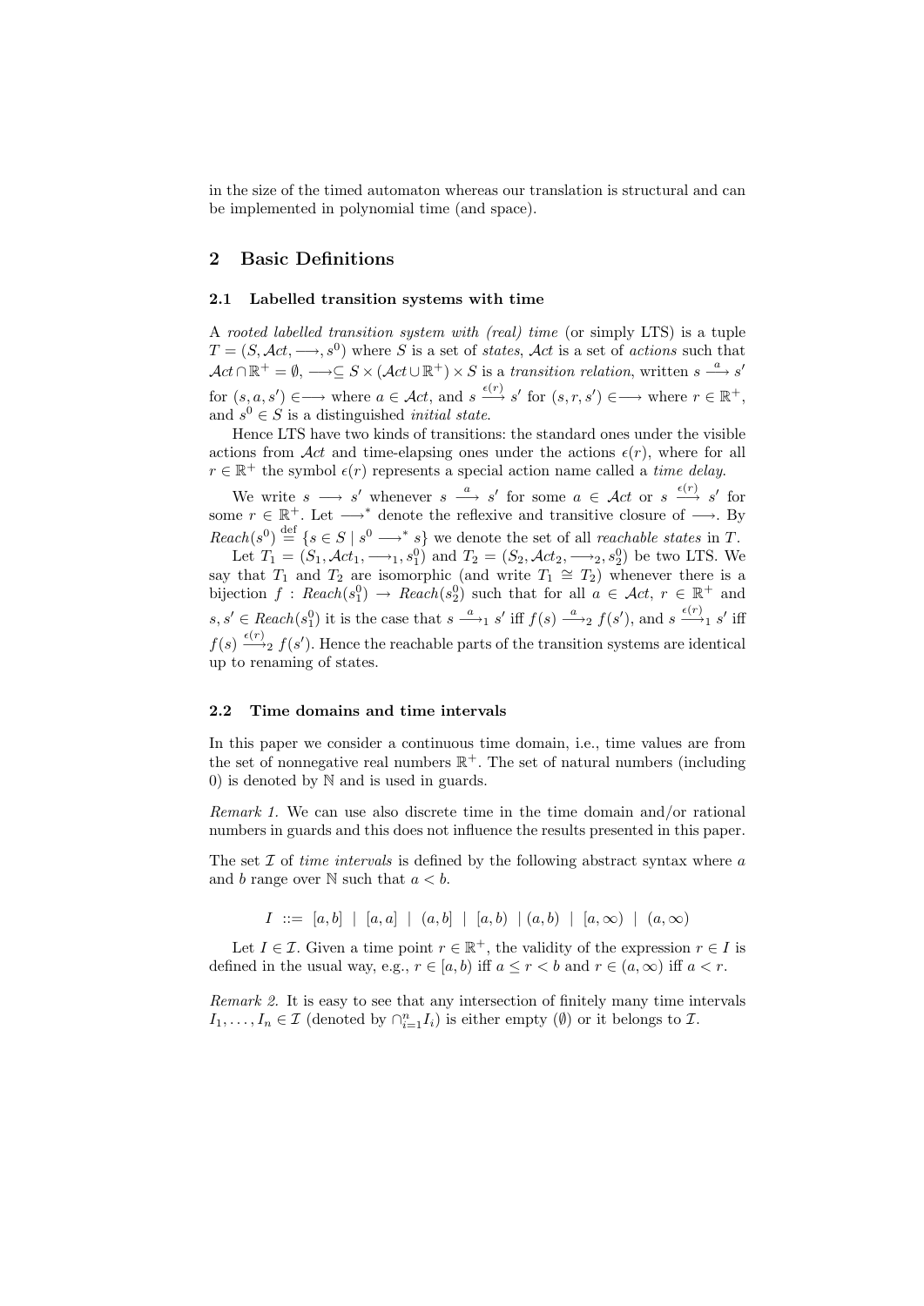in the size of the timed automaton whereas our translation is structural and can be implemented in polynomial time (and space).

## 2 Basic Definitions

### 2.1 Labelled transition systems with time

A *rooted labelled transition system with (real) time* (or simply LTS) is a tuple $T = (S, \mathcal{A}ct, \longrightarrow, s^0)$ where $S$ is a set of *states*, $\mathcal{A}ct$ is a set of *actions* such that $\mathcal{A}ct \cap \mathbb{R}^+ = \emptyset$, $\longrightarrow \subseteq S \times (\mathcal{A}ct \cup \mathbb{R}^+) \times S$ is a *transition relation*, written $s \xrightarrow{a} s'$ for $(s, a, s') \in \longrightarrow$ where $a \in \mathcal{A}ct$, and $s \xrightarrow{\epsilon(r)} s'$ for $(s, r, s') \in \longrightarrow$ where $r \in \mathbb{R}^+$, and $s^0 \in S$ is a distinguished *initial state*.

Hence LTS have two kinds of transitions: the standard ones under the visible actions from $\mathcal{A}ct$ and time-elapsing ones under the actions $\epsilon(r)$, where for all $r \in \mathbb{R}^+$ the symbol $\epsilon(r)$ represents a special action name called a *time delay*.

We write $s \longrightarrow s'$ whenever $s \xrightarrow{a} s'$ for some $a \in \mathcal{A}ct$ or $s \xrightarrow{\epsilon(r)} s'$ for some $r \in \mathbb{R}^+$. Let $\longrightarrow^*$ denote the reflexive and transitive closure of $\longrightarrow$. By $Reach(s^0) \stackrel{\text{def}}{=} \{s \in S \mid s^0 \longrightarrow^* s\}$ we denote the set of all *reachable states* in $T$.

Let $T_1 = (S_1, \mathcal{A}ct_1, \longrightarrow_1, s_1^0)$ and $T_2 = (S_2, \mathcal{A}ct_2, \longrightarrow_2, s_2^0)$ be two LTS. We say that $T_1$ and $T_2$ are isomorphic (and write $T_1 \cong T_2$) whenever there is a bijection $f : Reach(s_1^0) \to Reach(s_2^0)$ such that for all $a \in \mathcal{A}ct$, $r \in \mathbb{R}^+$ and $s, s' \in Reach(s_1^0)$ it is the case that $s \xrightarrow{a}_1 s'$ iff $f(s) \xrightarrow{a}_2 f(s')$, and $s \xrightarrow{\epsilon(r)}_1 s'$ iff $f(s) \xrightarrow{\epsilon(r)}_2 f(s')$. Hence the reachable parts of the transition systems are identical up to renaming of states.

### 2.2 Time domains and time intervals

In this paper we consider a continuous time domain, i.e., time values are from the set of nonnegative real numbers $\mathbb{R}^+$. The set of natural numbers (including 0) is denoted by $\mathbb{N}$ and is used in guards.

*Remark 1.* We can use also discrete time in the time domain and/or rational numbers in guards and this does not influence the results presented in this paper.

The set $\mathcal{I}$ of *time intervals* is defined by the following abstract syntax where $a$ and $b$ range over $\mathbb{N}$ such that $a < b$.

$$I ::= [a, b] \mid [a, a] \mid (a, b] \mid [a, b) \mid (a, b) \mid [a, \infty) \mid (a, \infty)$$

Let $I \in \mathcal{I}$. Given a time point $r \in \mathbb{R}^+$, the validity of the expression $r \in I$ is defined in the usual way, e.g., $r \in [a, b)$ iff $a \leq r < b$ and $r \in (a, \infty)$ iff $a < r$.

*Remark 2.* It is easy to see that any intersection of finitely many time intervals $I_1, \ldots, I_n \in \mathcal{I}$ (denoted by $\cap_{i=1}^n I_i$) is either empty ($\emptyset$) or it belongs to $\mathcal{I}$.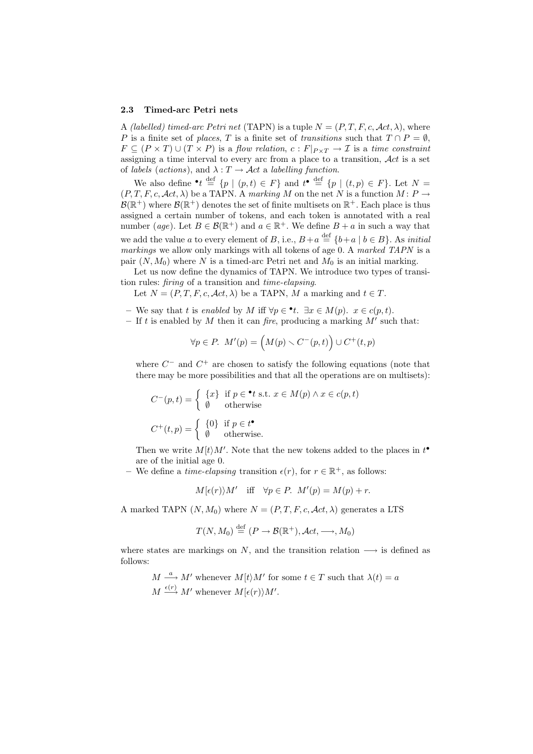### 2.3 Timed-arc Petri nets

A *(labelled) timed-arc Petri net* (TAPN) is a tuple $N = (P, T, F, c, \mathcal{A}ct, \lambda)$, where $P$ is a finite set of *places*, $T$ is a finite set of *transitions* such that $T \cap P = \emptyset$, $F \subseteq (P \times T) \cup (T \times P)$ is a *flow relation*, $c : F|_{P \times T} \rightarrow \mathcal{I}$ is a *time constraint* assigning a time interval to every arc from a place to a transition, $\mathcal{A}ct$ is a set of *labels* (*actions*), and $\lambda : T \rightarrow \mathcal{A}ct$ a *labelling function*.

We also define ${}^\bullet t \stackrel{\text{def}}{=} \{p \mid (p,t) \in F\}$ and $t^\bullet \stackrel{\text{def}}{=} \{p \mid (t,p) \in F\}$. Let $N = (P, T, F, c, \mathcal{A}ct, \lambda)$ be a TAPN. A *marking* $M$ on the net $N$ is a function $M : P \rightarrow \mathcal{B}(\mathbb{R}^+)$ where $\mathcal{B}(\mathbb{R}^+)$ denotes the set of finite multisets on $\mathbb{R}^+$. Each place is thus assigned a certain number of tokens, and each token is annotated with a real number (*age*). Let $B \in \mathcal{B}(\mathbb{R}^+)$ and $a \in \mathbb{R}^+$. We define $B + a$ in such a way that we add the value $a$ to every element of $B$, i.e., $B + a \stackrel{\text{def}}{=} \{b + a \mid b \in B\}$. As *initial markings* we allow only markings with all tokens of age 0. A *marked TAPN* is a pair $(N, M_0)$ where $N$ is a timed-arc Petri net and $M_0$ is an initial marking.

Let us now define the dynamics of TAPN. We introduce two types of transition rules: *firing* of a transition and *time-elapsing*.

Let $N = (P, T, F, c, \mathcal{A}ct, \lambda)$ be a TAPN, $M$ a marking and $t \in T$.

- We say that $t$ is *enabled* by $M$ iff $\forall p \in {}^\bullet t.\ \exists x \in M(p).\ x \in c(p,t)$.
- If $t$ is enabled by $M$ then it can *fire*, producing a marking $M'$ such that:

  $$\forall p \in P.\ M'(p) = \Big(M(p) \smallsetminus C^-(p,t)\Big) \cup C^+(t,p)$$

  where $C^-$ and $C^+$ are chosen to satisfy the following equations (note that there may be more possibilities and that all the operations are on multisets):

  $$C^-(p,t) = \begin{cases} \{x\} & \text{if } p \in {}^\bullet t \text{ s.t. } x \in M(p) \wedge x \in c(p,t) \\ \emptyset & \text{otherwise} \end{cases}$$

  $$C^+(t,p) = \begin{cases} \{0\} & \text{if } p \in t^\bullet \\ \emptyset & \text{otherwise.} \end{cases}$$

  Then we write $M[t\rangle M'$. Note that the new tokens added to the places in $t^\bullet$ are of the initial age 0.
- We define a *time-elapsing* transition $\epsilon(r)$, for $r \in \mathbb{R}^+$, as follows:

  $$M[\epsilon(r)\rangle M' \quad \text{iff} \quad \forall p \in P.\ M'(p) = M(p) + r.$$

A marked TAPN $(N, M_0)$ where $N = (P, T, F, c, \mathcal{A}ct, \lambda)$ generates a LTS

$$T(N, M_0) \stackrel{\text{def}}{=} (P \rightarrow \mathcal{B}(\mathbb{R}^+), \mathcal{A}ct, \longrightarrow, M_0)$$

where states are markings on $N$, and the transition relation $\longrightarrow$ is defined as follows:

$M \stackrel{a}{\longrightarrow} M'$ whenever $M[t\rangle M'$ for some $t \in T$ such that $\lambda(t) = a$
$M \stackrel{\epsilon(r)}{\longrightarrow} M'$ whenever $M[\epsilon(r)\rangle M'$.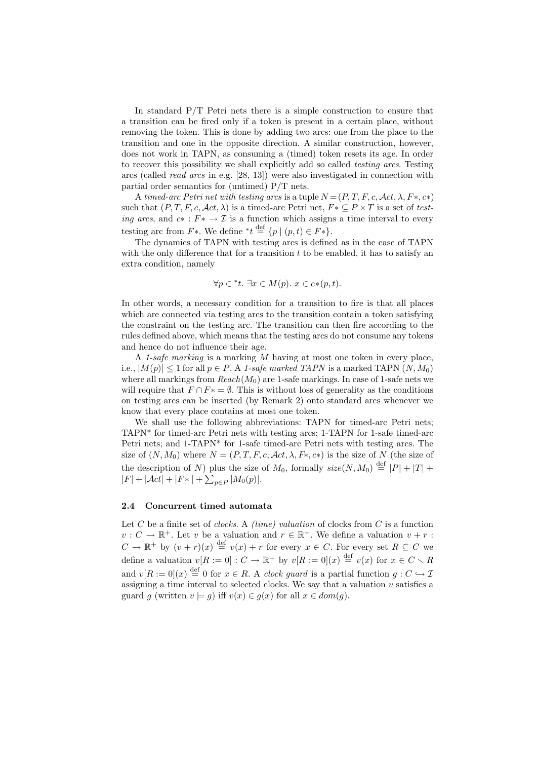In standard P/T Petri nets there is a simple construction to ensure that a transition can be fired only if a token is present in a certain place, without removing the token. This is done by adding two arcs: one from the place to the transition and one in the opposite direction. A similar construction, however, does not work in TAPN, as consuming a (timed) token resets its age. In order to recover this possibility we shall explicitly add so called *testing arcs*. Testing arcs (called *read arcs* in e.g. [28, 13]) were also investigated in connection with partial order semantics for (untimed) P/T nets.

A *timed-arc Petri net with testing arcs* is a tuple $N = (P, T, F, c, \mathcal{A}ct, \lambda, F*, c*)$ such that $(P, T, F, c, \mathcal{A}ct, \lambda)$ is a timed-arc Petri net, $F* \subseteq P \times T$ is a set of *testing arcs*, and $c* : F* \to \mathcal{I}$ is a function which assigns a time interval to every testing arc from $F*$. We define ${}^*t \stackrel{\text{def}}{=} \{p \mid (p,t) \in F*\}$.

The dynamics of TAPN with testing arcs is defined as in the case of TAPN with the only difference that for a transition $t$ to be enabled, it has to satisfy an extra condition, namely

$$\forall p \in {}^*t.\ \exists x \in M(p).\ x \in c*(p,t).$$

In other words, a necessary condition for a transition to fire is that all places which are connected via testing arcs to the transition contain a token satisfying the constraint on the testing arc. The transition can then fire according to the rules defined above, which means that the testing arcs do not consume any tokens and hence do not influence their age.

A *1-safe marking* is a marking $M$ having at most one token in every place, i.e., $|M(p)| \leq 1$ for all $p \in P$. A *1-safe marked TAPN* is a marked TAPN $(N, M_0)$ where all markings from $Reach(M_0)$ are 1-safe markings. In case of 1-safe nets we will require that $F \cap F* = \emptyset$. This is without loss of generality as the conditions on testing arcs can be inserted (by Remark 2) onto standard arcs whenever we know that every place contains at most one token.

We shall use the following abbreviations: TAPN for timed-arc Petri nets; TAPN* for timed-arc Petri nets with testing arcs; 1-TAPN for 1-safe timed-arc Petri nets; and 1-TAPN* for 1-safe timed-arc Petri nets with testing arcs. The size of $(N, M_0)$ where $N = (P, T, F, c, \mathcal{A}ct, \lambda, F*, c*)$ is the size of $N$ (the size of the description of $N$) plus the size of $M_0$, formally $size(N, M_0) \stackrel{\text{def}}{=} |P| + |T| + |F| + |\mathcal{A}ct| + |F*| + \sum_{p \in P} |M_0(p)|$.

### 2.4 Concurrent timed automata

Let $C$ be a finite set of *clocks*. A *(time) valuation* of clocks from $C$ is a function $v : C \to \mathbb{R}^+$. Let $v$ be a valuation and $r \in \mathbb{R}^+$. We define a valuation $v + r : C \to \mathbb{R}^+$ by $(v + r)(x) \stackrel{\text{def}}{=} v(x) + r$ for every $x \in C$. For every set $R \subseteq C$ we define a valuation $v[R := 0] : C \to \mathbb{R}^+$ by $v[R := 0](x) \stackrel{\text{def}}{=} v(x)$ for $x \in C \smallsetminus R$ and $v[R := 0](x) \stackrel{\text{def}}{=} 0$ for $x \in R$. A *clock guard* is a partial function $g : C \hookrightarrow \mathcal{I}$ assigning a time interval to selected clocks. We say that a valuation $v$ satisfies a guard $g$ (written $v \models g$) iff $v(x) \in g(x)$ for all $x \in dom(g)$.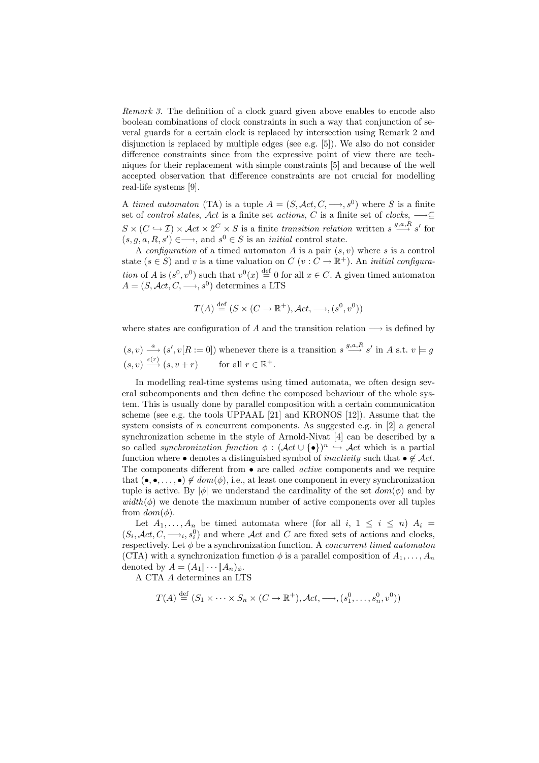*Remark 3.* The definition of a clock guard given above enables to encode also boolean combinations of clock constraints in such a way that conjunction of several guards for a certain clock is replaced by intersection using Remark 2 and disjunction is replaced by multiple edges (see e.g. [5]). We also do not consider difference constraints since from the expressive point of view there are techniques for their replacement with simple constraints [5] and because of the well accepted observation that difference constraints are not crucial for modelling real-life systems [9].

A *timed automaton* (TA) is a tuple $A = (S, \mathcal{A}ct, C, \longrightarrow, s^0)$ where $S$ is a finite set of *control states*, $\mathcal{A}ct$ is a finite set *actions*, $C$ is a finite set of *clocks*, $\longrightarrow \subseteq S \times (C \hookrightarrow \mathcal{I}) \times \mathcal{A}ct \times 2^C \times S$ is a finite *transition relation* written $s \stackrel{g,a,R}{\longrightarrow} s'$ for $(s, g, a, R, s') \in \longrightarrow$, and $s^0 \in S$ is an *initial* control state.

A *configuration* of a timed automaton $A$ is a pair $(s, v)$ where $s$ is a control state ($s \in S$) and $v$ is a time valuation on $C$ ($v : C \to \mathbb{R}^+$). An *initial configuration* of $A$ is $(s^0, v^0)$ such that $v^0(x) \stackrel{\text{def}}{=} 0$ for all $x \in C$. A given timed automaton $A = (S, \mathcal{A}ct, C, \longrightarrow, s^0)$ determines a LTS

$$T(A) \stackrel{\text{def}}{=} (S \times (C \to \mathbb{R}^+), \mathcal{A}ct, \longrightarrow, (s^0, v^0))$$

where states are configuration of $A$ and the transition relation $\longrightarrow$ is defined by

$(s, v) \stackrel{a}{\longrightarrow} (s', v[R := 0])$ whenever there is a transition $s \stackrel{g,a,R}{\longrightarrow} s'$ in $A$ s.t. $v \models g$
$(s, v) \stackrel{\epsilon(r)}{\longrightarrow} (s, v + r)$ for all $r \in \mathbb{R}^+$.

In modelling real-time systems using timed automata, we often design several subcomponents and then define the composed behaviour of the whole system. This is usually done by parallel composition with a certain communication scheme (see e.g. the tools UPPAAL [21] and KRONOS [12]). Assume that the system consists of $n$ concurrent components. As suggested e.g. in [2] a general synchronization scheme in the style of Arnold-Nivat [4] can be described by a so called *synchronization function* $\phi : (\mathcal{A}ct \cup \{\bullet\})^n \hookrightarrow \mathcal{A}ct$ which is a partial function where $\bullet$ denotes a distinguished symbol of *inactivity* such that $\bullet \notin \mathcal{A}ct$. The components different from $\bullet$ are called *active* components and we require that $(\bullet, \bullet, \ldots, \bullet) \notin dom(\phi)$, i.e., at least one component in every synchronization tuple is active. By $|\phi|$ we understand the cardinality of the set $dom(\phi)$ and by $width(\phi)$ we denote the maximum number of active components over all tuples from $dom(\phi)$.

Let $A_1, \ldots, A_n$ be timed automata where (for all $i$, $1 \leq i \leq n$) $A_i = (S_i, \mathcal{A}ct, C, \longrightarrow_i, s_i^0)$ and where $\mathcal{A}ct$ and $C$ are fixed sets of actions and clocks, respectively. Let $\phi$ be a synchronization function. A *concurrent timed automaton* (CTA) with a synchronization function $\phi$ is a parallel composition of $A_1, \ldots, A_n$ denoted by $A = (A_1 \| \cdots \| A_n)_\phi$.

A CTA $A$ determines an LTS

$$T(A) \stackrel{\text{def}}{=} (S_1 \times \cdots \times S_n \times (C \to \mathbb{R}^+), \mathcal{A}ct, \longrightarrow, (s_1^0, \ldots, s_n^0, v^0))$$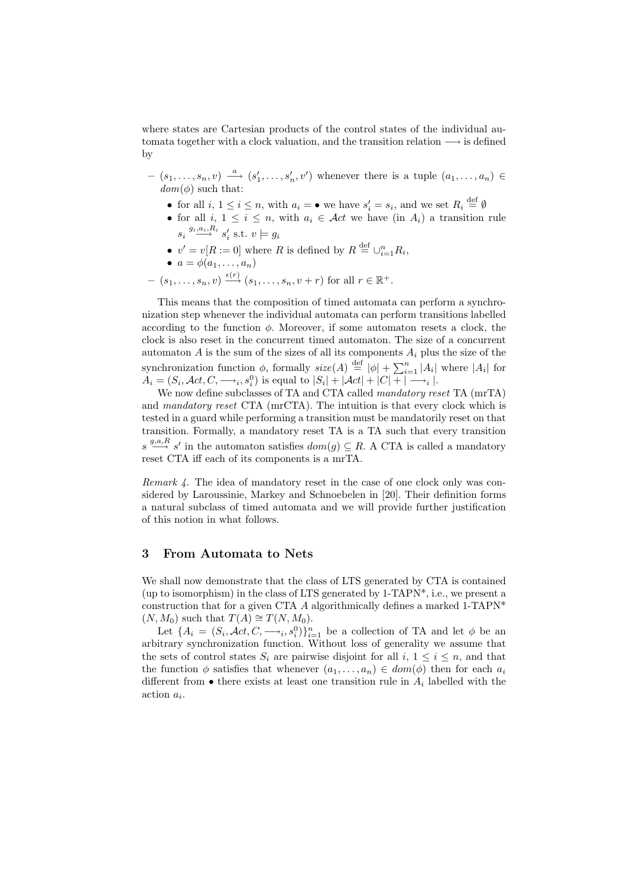where states are Cartesian products of the control states of the individual automata together with a clock valuation, and the transition relation $\longrightarrow$ is defined by

- $(s_1, \ldots, s_n, v) \stackrel{a}{\longrightarrow} (s'_1, \ldots, s'_n, v')$ whenever there is a tuple $(a_1, \ldots, a_n) \in dom(\phi)$ such that:
  - for all $i$, $1 \leq i \leq n$, with $a_i = \bullet$ we have $s'_i = s_i$, and we set $R_i \stackrel{\text{def}}{=} \emptyset$
  - for all $i$, $1 \leq i \leq n$, with $a_i \in \mathcal{A}ct$ we have (in $A_i$) a transition rule $s_i \stackrel{g_i, a_i, R_i}{\longrightarrow} s'_i$ s.t. $v \models g_i$
  - $v' = v[R := 0]$ where $R$ is defined by $R \stackrel{\text{def}}{=} \cup_{i=1}^{n} R_i$,
  - $a = \phi(a_1, \ldots, a_n)$
- $(s_1, \ldots, s_n, v) \stackrel{\epsilon(r)}{\longrightarrow} (s_1, \ldots, s_n, v + r)$ for all $r \in \mathbb{R}^+$.

This means that the composition of timed automata can perform a synchronization step whenever the individual automata can perform transitions labelled according to the function $\phi$. Moreover, if some automaton resets a clock, the clock is also reset in the concurrent timed automaton. The size of a concurrent automaton $A$ is the sum of the sizes of all its components $A_i$ plus the size of the synchronization function $\phi$, formally $size(A) \stackrel{\text{def}}{=} |\phi| + \sum_{i=1}^{n} |A_i|$ where $|A_i|$ for $A_i = (S_i, \mathcal{A}ct, C, \longrightarrow_i, s_i^0)$ is equal to $|S_i| + |\mathcal{A}ct| + |C| + |\longrightarrow_i|$.

We now define subclasses of TA and CTA called *mandatory reset* TA (mrTA) and *mandatory reset* CTA (mrCTA). The intuition is that every clock which is tested in a guard while performing a transition must be mandatorily reset on that transition. Formally, a mandatory reset TA is a TA such that every transition $s \stackrel{g,a,R}{\longrightarrow} s'$ in the automaton satisfies $dom(g) \subseteq R$. A CTA is called a mandatory reset CTA iff each of its components is a mrTA.

*Remark 4.* The idea of mandatory reset in the case of one clock only was considered by Laroussinie, Markey and Schnoebelen in [20]. Their definition forms a natural subclass of timed automata and we will provide further justification of this notion in what follows.

## 3 From Automata to Nets

We shall now demonstrate that the class of LTS generated by CTA is contained (up to isomorphism) in the class of LTS generated by 1-TAPN*, i.e., we present a construction that for a given CTA $A$ algorithmically defines a marked 1-TAPN* $(N, M_0)$ such that $T(A) \cong T(N, M_0)$.

Let $\{A_i = (S_i, \mathcal{A}ct, C, \longrightarrow_i, s_i^0)\}_{i=1}^{n}$ be a collection of TA and let $\phi$ be an arbitrary synchronization function. Without loss of generality we assume that the sets of control states $S_i$ are pairwise disjoint for all $i$, $1 \leq i \leq n$, and that the function $\phi$ satisfies that whenever $(a_1, \ldots, a_n) \in dom(\phi)$ then for each $a_i$ different from $\bullet$ there exists at least one transition rule in $A_i$ labelled with the action $a_i$.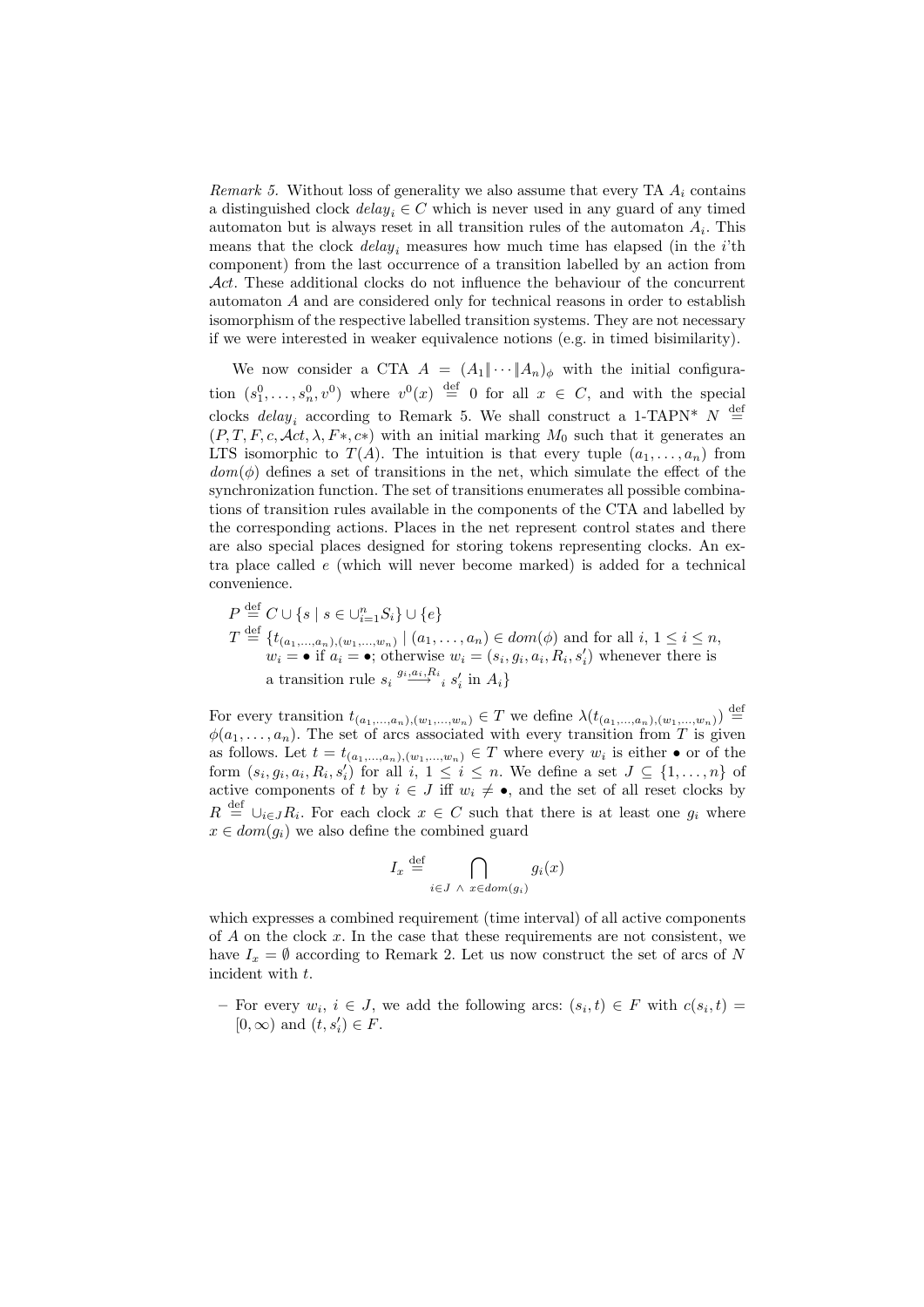*Remark 5.* Without loss of generality we also assume that every TA $A_i$ contains a distinguished clock $delay_i \in C$ which is never used in any guard of any timed automaton but is always reset in all transition rules of the automaton $A_i$. This means that the clock $delay_i$ measures how much time has elapsed (in the $i$'th component) from the last occurrence of a transition labelled by an action from $\mathcal{A}ct$. These additional clocks do not influence the behaviour of the concurrent automaton $A$ and are considered only for technical reasons in order to establish isomorphism of the respective labelled transition systems. They are not necessary if we were interested in weaker equivalence notions (e.g. in timed bisimilarity).

We now consider a CTA $A = (A_1 \| \cdots \| A_n)_\phi$ with the initial configuration $(s_1^0, \ldots, s_n^0, v^0)$ where $v^0(x) \stackrel{\text{def}}{=} 0$ for all $x \in C$, and with the special clocks $delay_i$ according to Remark 5. We shall construct a 1-TAPN* $N \stackrel{\text{def}}{=} (P, T, F, c, \mathcal{A}ct, \lambda, F*, c*)$ with an initial marking $M_0$ such that it generates an LTS isomorphic to $T(A)$. The intuition is that every tuple $(a_1, \ldots, a_n)$ from $dom(\phi)$ defines a set of transitions in the net, which simulate the effect of the synchronization function. The set of transitions enumerates all possible combinations of transition rules available in the components of the CTA and labelled by the corresponding actions. Places in the net represent control states and there are also special places designed for storing tokens representing clocks. An extra place called $e$ (which will never become marked) is added for a technical convenience.

$P \stackrel{\text{def}}{=} C \cup \{s \mid s \in \cup_{i=1}^n S_i\} \cup \{e\}$
$T \stackrel{\text{def}}{=} \{t_{(a_1,\ldots,a_n),(w_1,\ldots,w_n)} \mid (a_1, \ldots, a_n) \in dom(\phi)$ and for all $i$, $1 \le i \le n$, $w_i = \bullet$ if $a_i = \bullet$; otherwise $w_i = (s_i, g_i, a_i, R_i, s_i')$ whenever there is a transition rule $s_i \xrightarrow{g_i, a_i, R_i}_i s_i'$ in $A_i\}$

For every transition $t_{(a_1,\ldots,a_n),(w_1,\ldots,w_n)} \in T$ we define $\lambda(t_{(a_1,\ldots,a_n),(w_1,\ldots,w_n)}) \stackrel{\text{def}}{=} \phi(a_1, \ldots, a_n)$. The set of arcs associated with every transition from $T$ is given as follows. Let $t = t_{(a_1,\ldots,a_n),(w_1,\ldots,w_n)} \in T$ where every $w_i$ is either $\bullet$ or of the form $(s_i, g_i, a_i, R_i, s_i')$ for all $i$, $1 \le i \le n$. We define a set $J \subseteq \{1, \ldots, n\}$ of active components of $t$ by $i \in J$ iff $w_i \neq \bullet$, and the set of all reset clocks by $R \stackrel{\text{def}}{=} \cup_{i \in J} R_i$. For each clock $x \in C$ such that there is at least one $g_i$ where $x \in dom(g_i)$ we also define the combined guard

$$I_x \stackrel{\text{def}}{=} \bigcap_{i \in J \,\wedge\, x \in dom(g_i)} g_i(x)$$

which expresses a combined requirement (time interval) of all active components of $A$ on the clock $x$. In the case that these requirements are not consistent, we have $I_x = \emptyset$ according to Remark 2. Let us now construct the set of arcs of $N$ incident with $t$.

- For every $w_i$, $i \in J$, we add the following arcs: $(s_i, t) \in F$ with $c(s_i, t) = [0, \infty)$ and $(t, s_i') \in F$.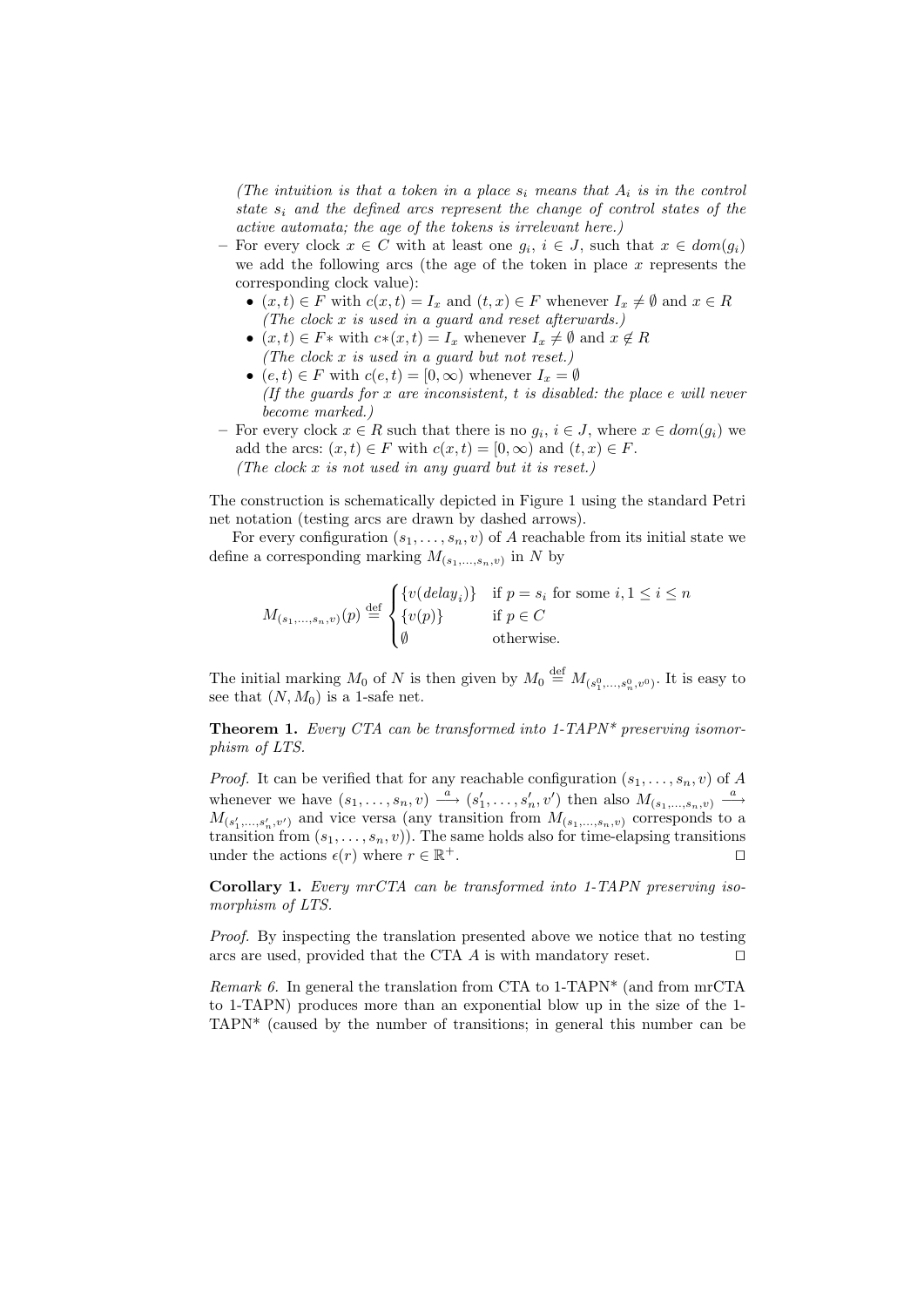*(The intuition is that a token in a place $s_i$ means that $A_i$ is in the control state $s_i$ and the defined arcs represent the change of control states of the active automata; the age of the tokens is irrelevant here.)*

- For every clock $x \in C$ with at least one $g_i$, $i \in J$, such that $x \in dom(g_i)$ we add the following arcs (the age of the token in place $x$ represents the corresponding clock value):
  - $(x, t) \in F$ with $c(x, t) = I_x$ and $(t, x) \in F$ whenever $I_x \neq \emptyset$ and $x \in R$ *(The clock $x$ is used in a guard and reset afterwards.)*
  - $(x, t) \in F*$ with $c*(x, t) = I_x$ whenever $I_x \neq \emptyset$ and $x \notin R$ *(The clock $x$ is used in a guard but not reset.)*
  - $(e, t) \in F$ with $c(e, t) = [0, \infty)$ whenever $I_x = \emptyset$ *(If the guards for $x$ are inconsistent, $t$ is disabled: the place $e$ will never become marked.)*
- For every clock $x \in R$ such that there is no $g_i$, $i \in J$, where $x \in dom(g_i)$ we add the arcs: $(x, t) \in F$ with $c(x, t) = [0, \infty)$ and $(t, x) \in F$. *(The clock $x$ is not used in any guard but it is reset.)*

The construction is schematically depicted in Figure 1 using the standard Petri net notation (testing arcs are drawn by dashed arrows).

For every configuration $(s_1, \ldots, s_n, v)$ of $A$ reachable from its initial state we define a corresponding marking $M_{(s_1,\ldots,s_n,v)}$ in $N$ by

$$M_{(s_1,\ldots,s_n,v)}(p) \stackrel{\text{def}}{=} \begin{cases} \{v(delay_i)\} & \text{if } p = s_i \text{ for some } i, 1 \leq i \leq n \\ \{v(p)\} & \text{if } p \in C \\ \emptyset & \text{otherwise.} \end{cases}$$

The initial marking $M_0$ of $N$ is then given by $M_0 \stackrel{\text{def}}{=} M_{(s_1^0,\ldots,s_n^0,v^0)}$. It is easy to see that $(N, M_0)$ is a 1-safe net.

**Theorem 1.** *Every CTA can be transformed into 1-TAPN* preserving isomorphism of LTS.*

*Proof.* It can be verified that for any reachable configuration $(s_1, \ldots, s_n, v)$ of $A$ whenever we have $(s_1, \ldots, s_n, v) \xrightarrow{a} (s_1', \ldots, s_n', v')$ then also $M_{(s_1,\ldots,s_n,v)} \xrightarrow{a} M_{(s_1',\ldots,s_n',v')}$ and vice versa (any transition from $M_{(s_1,\ldots,s_n,v)}$ corresponds to a transition from $(s_1, \ldots, s_n, v)$). The same holds also for time-elapsing transitions under the actions $\epsilon(r)$ where $r \in \mathbb{R}^+$. ☐

**Corollary 1.** *Every mrCTA can be transformed into 1-TAPN preserving isomorphism of LTS.*

*Proof.* By inspecting the translation presented above we notice that no testing arcs are used, provided that the CTA $A$ is with mandatory reset. ☐

*Remark 6.* In general the translation from CTA to 1-TAPN* (and from mrCTA to 1-TAPN) produces more than an exponential blow up in the size of the 1-TAPN* (caused by the number of transitions; in general this number can be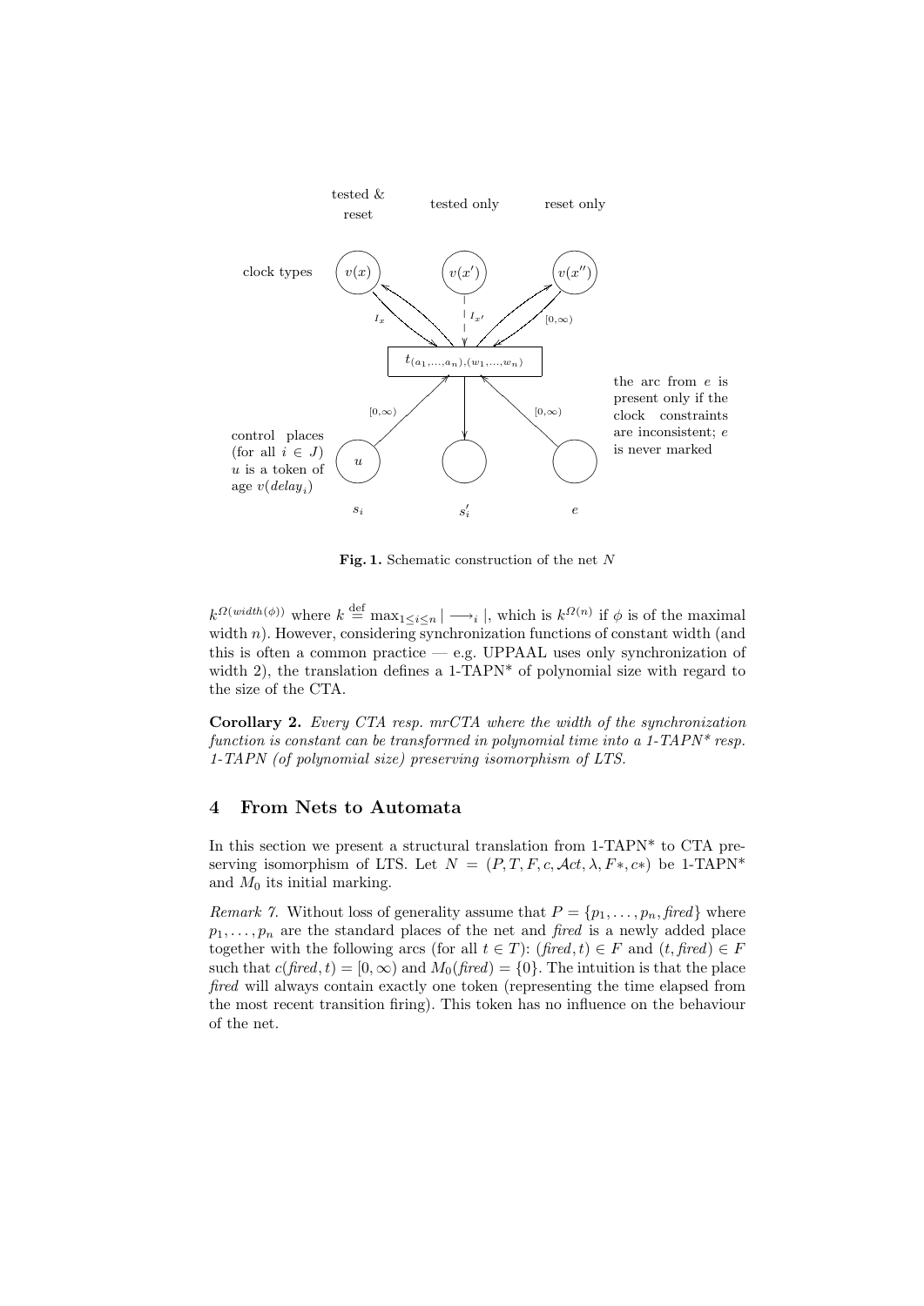**Fig. 1.** Schematic construction of the net $N$

$k^{\Omega(width(\phi))}$ where $k \stackrel{\text{def}}{=} \max_{1 \le i \le n} |\longrightarrow_i|$, which is $k^{\Omega(n)}$ if $\phi$ is of the maximal width $n$). However, considering synchronization functions of constant width (and this is often a common practice — e.g. UPPAAL uses only synchronization of width 2), the translation defines a 1-TAPN* of polynomial size with regard to the size of the CTA.

**Corollary 2.** *Every CTA resp. mrCTA where the width of the synchronization function is constant can be transformed in polynomial time into a 1-TAPN* resp. 1-TAPN (of polynomial size) preserving isomorphism of LTS.*

## 4 From Nets to Automata

In this section we present a structural translation from 1-TAPN* to CTA preserving isomorphism of LTS. Let $N = (P, T, F, c, \mathcal{A}ct, \lambda, F*, c*)$ be 1-TAPN* and $M_0$ its initial marking.

*Remark 7.* Without loss of generality assume that $P = \{p_1, \ldots, p_n, \mathit{fired}\}$ where $p_1, \ldots, p_n$ are the standard places of the net and *fired* is a newly added place together with the following arcs (for all $t \in T$): $(\mathit{fired}, t) \in F$ and $(t, \mathit{fired}) \in F$ such that $c(\mathit{fired}, t) = [0, \infty)$ and $M_0(\mathit{fired}) = \{0\}$. The intuition is that the place *fired* will always contain exactly one token (representing the time elapsed from the most recent transition firing). This token has no influence on the behaviour of the net.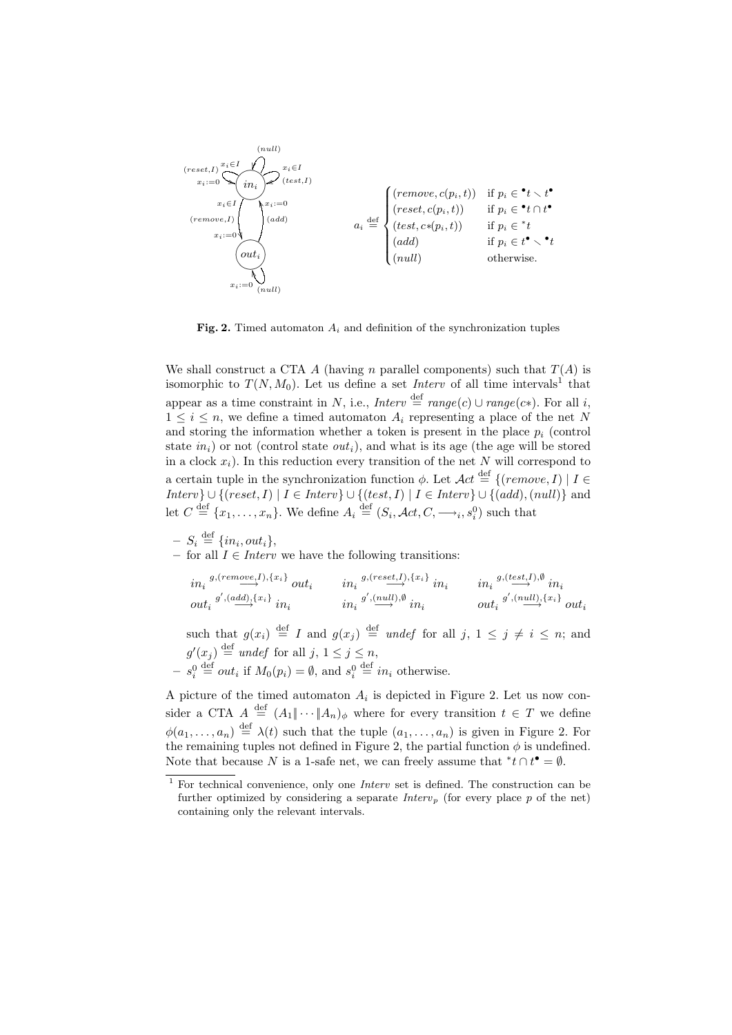$$a_i \stackrel{\text{def}}{=} \begin{cases} (remove, c(p_i,t)) & \text{if } p_i \in {}^\bullet t \smallsetminus t^\bullet \\ (reset, c(p_i,t)) & \text{if } p_i \in {}^\bullet t \cap t^\bullet \\ (test, c{*}(p_i,t)) & \text{if } p_i \in {}^* t \\ (add) & \text{if } p_i \in t^\bullet \smallsetminus {}^\bullet t \\ (null) & \text{otherwise.} \end{cases}$$

**Fig. 2.** Timed automaton $A_i$ and definition of the synchronization tuples

We shall construct a CTA $A$ (having $n$ parallel components) such that $T(A)$ is isomorphic to $T(N, M_0)$. Let us define a set *Interv* of all time intervals[1] that appear as a time constraint in $N$, i.e., $\mathit{Interv} \stackrel{\text{def}}{=} \mathit{range}(c) \cup \mathit{range}(c{*})$. For all $i$, $1 \leq i \leq n$, we define a timed automaton $A_i$ representing a place of the net $N$ and storing the information whether a token is present in the place $p_i$ (control state $in_i$) or not (control state $out_i$), and what is its age (the age will be stored in a clock $x_i$). In this reduction every transition of the net $N$ will correspond to a certain tuple in the synchronization function $\phi$. Let $\mathcal{A}ct \stackrel{\text{def}}{=} \{(remove, I) \mid I \in \mathit{Interv}\} \cup \{(reset, I) \mid I \in \mathit{Interv}\} \cup \{(test, I) \mid I \in \mathit{Interv}\} \cup \{(add), (null)\}$ and let $C \stackrel{\text{def}}{=} \{x_1, \ldots, x_n\}$. We define $A_i \stackrel{\text{def}}{=} (S_i, \mathcal{A}ct, C, \longrightarrow_i, s_i^0)$ such that

- $S_i \stackrel{\text{def}}{=} \{in_i, out_i\}$,
- for all $I \in \mathit{Interv}$ we have the following transitions:

$$in_i \stackrel{g,(remove,I),\{x_i\}}{\longrightarrow} out_i \qquad in_i \stackrel{g,(reset,I),\{x_i\}}{\longrightarrow} in_i \qquad in_i \stackrel{g,(test,I),\emptyset}{\longrightarrow} in_i$$

$$out_i \stackrel{g',(add),\{x_i\}}{\longrightarrow} in_i \qquad in_i \stackrel{g',(null),\emptyset}{\longrightarrow} in_i \qquad out_i \stackrel{g',(null),\{x_i\}}{\longrightarrow} out_i$$

  such that $g(x_i) \stackrel{\text{def}}{=} I$ and $g(x_j) \stackrel{\text{def}}{=} \mathit{undef}$ for all $j$, $1 \leq j \neq i \leq n$; and $g'(x_j) \stackrel{\text{def}}{=} \mathit{undef}$ for all $j$, $1 \leq j \leq n$,
- $s_i^0 \stackrel{\text{def}}{=} out_i$ if $M_0(p_i) = \emptyset$, and $s_i^0 \stackrel{\text{def}}{=} in_i$ otherwise.

A picture of the timed automaton $A_i$ is depicted in Figure 2. Let us now consider a CTA $A \stackrel{\text{def}}{=} (A_1 \| \cdots \| A_n)_\phi$ where for every transition $t \in T$ we define $\phi(a_1, \ldots, a_n) \stackrel{\text{def}}{=} \lambda(t)$ such that the tuple $(a_1, \ldots, a_n)$ is given in Figure 2. For the remaining tuples not defined in Figure 2, the partial function $\phi$ is undefined. Note that because $N$ is a 1-safe net, we can freely assume that ${}^* t \cap t^\bullet = \emptyset$.

[1] For technical convenience, only one *Interv* set is defined. The construction can be further optimized by considering a separate $\mathit{Interv}_p$ (for every place $p$ of the net) containing only the relevant intervals.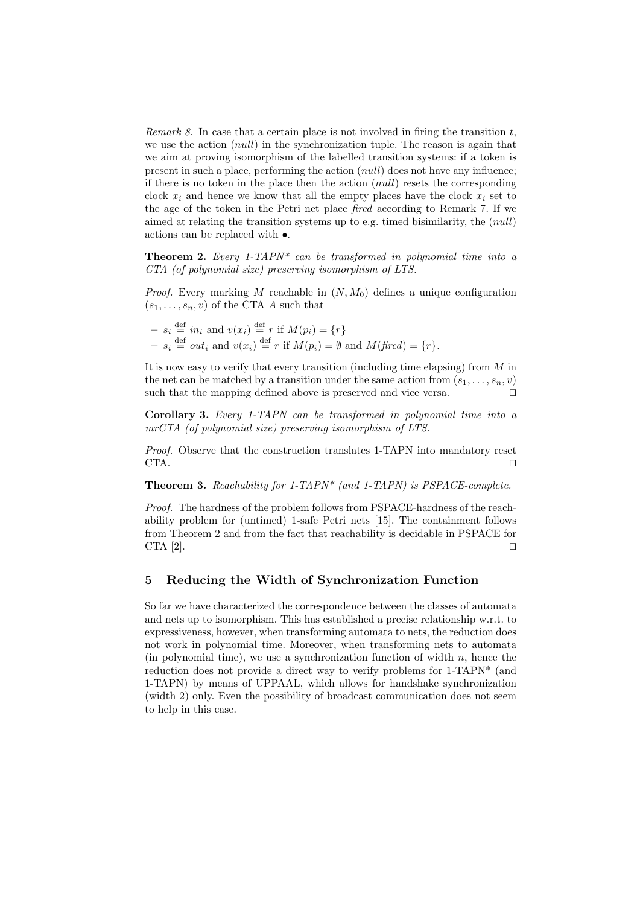*Remark 8.* In case that a certain place is not involved in firing the transition $t$, we use the action ($null$) in the synchronization tuple. The reason is again that we aim at proving isomorphism of the labelled transition systems: if a token is present in such a place, performing the action ($null$) does not have any influence; if there is no token in the place then the action ($null$) resets the corresponding clock $x_i$ and hence we know that all the empty places have the clock $x_i$ set to the age of the token in the Petri net place *fired* according to Remark 7. If we aimed at relating the transition systems up to e.g. timed bisimilarity, the ($null$) actions can be replaced with $\bullet$.

**Theorem 2.** *Every 1-TAPN\* can be transformed in polynomial time into a CTA (of polynomial size) preserving isomorphism of LTS.*

*Proof.* Every marking $M$ reachable in $(N, M_0)$ defines a unique configuration $(s_1, \ldots, s_n, v)$ of the CTA $A$ such that

- $s_i \stackrel{\text{def}}{=} in_i$ and $v(x_i) \stackrel{\text{def}}{=} r$ if $M(p_i) = \{r\}$
- $s_i \stackrel{\text{def}}{=} out_i$ and $v(x_i) \stackrel{\text{def}}{=} r$ if $M(p_i) = \emptyset$ and $M(\mathit{fired}) = \{r\}$.

It is now easy to verify that every transition (including time elapsing) from $M$ in the net can be matched by a transition under the same action from $(s_1, \ldots, s_n, v)$ such that the mapping defined above is preserved and vice versa. $\square$

**Corollary 3.** *Every 1-TAPN can be transformed in polynomial time into a mrCTA (of polynomial size) preserving isomorphism of LTS.*

*Proof.* Observe that the construction translates 1-TAPN into mandatory reset CTA. $\square$

**Theorem 3.** *Reachability for 1-TAPN\* (and 1-TAPN) is PSPACE-complete.*

*Proof.* The hardness of the problem follows from PSPACE-hardness of the reachability problem for (untimed) 1-safe Petri nets [15]. The containment follows from Theorem 2 and from the fact that reachability is decidable in PSPACE for CTA [2]. $\square$

## 5 Reducing the Width of Synchronization Function

So far we have characterized the correspondence between the classes of automata and nets up to isomorphism. This has established a precise relationship w.r.t. to expressiveness, however, when transforming automata to nets, the reduction does not work in polynomial time. Moreover, when transforming nets to automata (in polynomial time), we use a synchronization function of width $n$, hence the reduction does not provide a direct way to verify problems for 1-TAPN\* (and 1-TAPN) by means of UPPAAL, which allows for handshake synchronization (width 2) only. Even the possibility of broadcast communication does not seem to help in this case.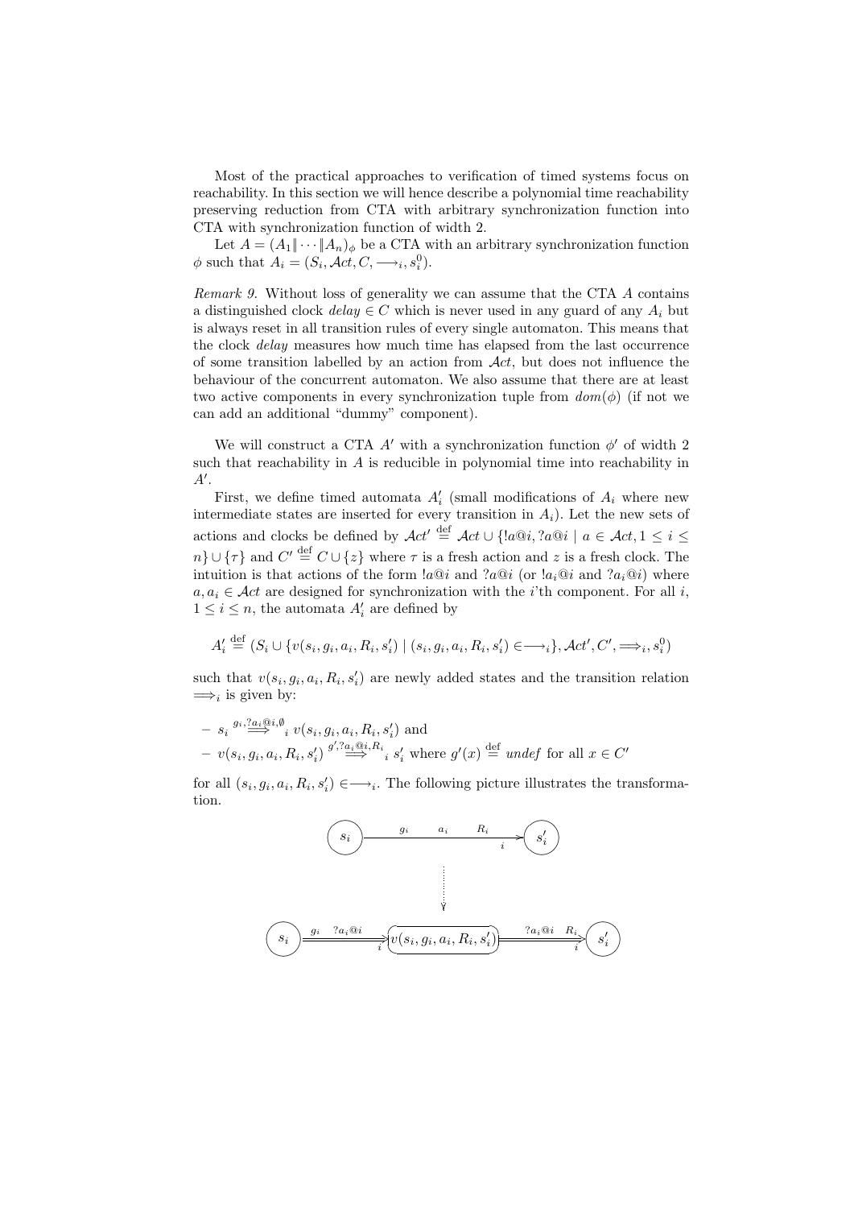Most of the practical approaches to verification of timed systems focus on reachability. In this section we will hence describe a polynomial time reachability preserving reduction from CTA with arbitrary synchronization function into CTA with synchronization function of width 2.

Let $A = (A_1 \| \cdots \| A_n)_\phi$ be a CTA with an arbitrary synchronization function $\phi$ such that $A_i = (S_i, \mathcal{A}ct, C, \longrightarrow_i, s_i^0)$.

*Remark 9.* Without loss of generality we can assume that the CTA $A$ contains a distinguished clock $delay \in C$ which is never used in any guard of any $A_i$ but is always reset in all transition rules of every single automaton. This means that the clock $delay$ measures how much time has elapsed from the last occurrence of some transition labelled by an action from $\mathcal{A}ct$, but does not influence the behaviour of the concurrent automaton. We also assume that there are at least two active components in every synchronization tuple from $dom(\phi)$ (if not we can add an additional "dummy" component).

We will construct a CTA $A'$ with a synchronization function $\phi'$ of width 2 such that reachability in $A$ is reducible in polynomial time into reachability in $A'$.

First, we define timed automata $A'_i$ (small modifications of $A_i$ where new intermediate states are inserted for every transition in $A_i$). Let the new sets of actions and clocks be defined by $\mathcal{A}ct' \stackrel{\text{def}}{=} \mathcal{A}ct \cup \{!a@i, ?a@i \mid a \in \mathcal{A}ct, 1 \leq i \leq n\} \cup \{\tau\}$ and $C' \stackrel{\text{def}}{=} C \cup \{z\}$ where $\tau$ is a fresh action and $z$ is a fresh clock. The intuition is that actions of the form $!a@i$ and $?a@i$ (or $!a_i@i$ and $?a_i@i$) where $a, a_i \in \mathcal{A}ct$ are designed for synchronization with the $i$'th component. For all $i$, $1 \leq i \leq n$, the automata $A'_i$ are defined by

$$A'_i \stackrel{\text{def}}{=} (S_i \cup \{v(s_i, g_i, a_i, R_i, s'_i) \mid (s_i, g_i, a_i, R_i, s'_i) \in \longrightarrow_i\}, \mathcal{A}ct', C', \Longrightarrow_i, s_i^0)$$

such that $v(s_i, g_i, a_i, R_i, s'_i)$ are newly added states and the transition relation $\Longrightarrow_i$ is given by:

- $s_i \overset{g_i, ?a_i@i, \emptyset}{\Longrightarrow}_i v(s_i, g_i, a_i, R_i, s'_i)$ and
- $v(s_i, g_i, a_i, R_i, s'_i) \overset{g', ?a_i@i, R_i}{\Longrightarrow}_i s'_i$ where $g'(x) \stackrel{\text{def}}{=} undef$ for all $x \in C'$

for all $(s_i, g_i, a_i, R_i, s'_i) \in \longrightarrow_i$. The following picture illustrates the transformation.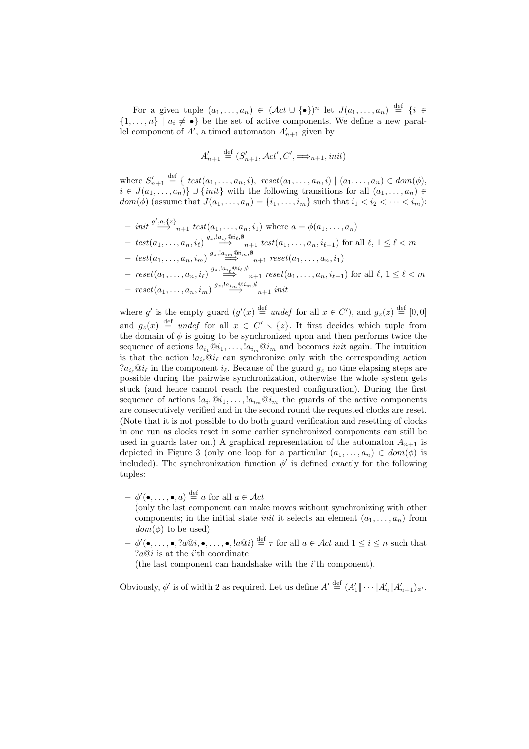For a given tuple $(a_1, \ldots, a_n) \in (\mathcal{A}ct \cup \{\bullet\})^n$ let $J(a_1, \ldots, a_n) \stackrel{\text{def}}{=} \{i \in \{1, \ldots, n\} \mid a_i \neq \bullet\}$ be the set of active components. We define a new parallel component of $A'$, a timed automaton $A'_{n+1}$ given by

$$A'_{n+1} \stackrel{\text{def}}{=} (S'_{n+1}, \mathcal{A}ct', C', \Longrightarrow_{n+1}, init)$$

where $S'_{n+1} \stackrel{\text{def}}{=} \{\ test(a_1, \ldots, a_n, i),\ reset(a_1, \ldots, a_n, i) \mid (a_1, \ldots, a_n) \in dom(\phi), i \in J(a_1, \ldots, a_n)\} \cup \{init\}$ with the following transitions for all $(a_1, \ldots, a_n) \in dom(\phi)$ (assume that $J(a_1, \ldots, a_n) = \{i_1, \ldots, i_m\}$ such that $i_1 < i_2 < \cdots < i_m$):

- $init \stackrel{g', a, \{z\}}{\Longrightarrow}_{n+1} test(a_1, \ldots, a_n, i_1)$ where $a = \phi(a_1, \ldots, a_n)$
- $test(a_1, \ldots, a_n, i_\ell) \stackrel{g_z, !a_{i_\ell}@i_\ell, \emptyset}{\Longrightarrow}_{n+1} test(a_1, \ldots, a_n, i_{\ell+1})$ for all $\ell$, $1 \leq \ell < m$
- $test(a_1, \ldots, a_n, i_m) \stackrel{g_z, !a_{i_m}@i_m, \emptyset}{\Longrightarrow}_{n+1} reset(a_1, \ldots, a_n, i_1)$
- $reset(a_1, \ldots, a_n, i_\ell) \stackrel{g_z, !a_{i_\ell}@i_\ell, \emptyset}{\Longrightarrow}_{n+1} reset(a_1, \ldots, a_n, i_{\ell+1})$ for all $\ell$, $1 \leq \ell < m$
- $reset(a_1, \ldots, a_n, i_m) \stackrel{g_z, !a_{i_m}@i_m, \emptyset}{\Longrightarrow}_{n+1} init$

where $g'$ is the empty guard ($g'(x) \stackrel{\text{def}}{=} undef$ for all $x \in C'$), and $g_z(z) \stackrel{\text{def}}{=} [0, 0]$ and $g_z(x) \stackrel{\text{def}}{=} undef$ for all $x \in C' \smallsetminus \{z\}$. It first decides which tuple from the domain of $\phi$ is going to be synchronized upon and then performs twice the sequence of actions $!a_{i_1}@i_1, \ldots, !a_{i_m}@i_m$ and becomes $init$ again. The intuition is that the action $!a_{i_\ell}@i_\ell$ can synchronize only with the corresponding action $?a_{i_\ell}@i_\ell$ in the component $i_\ell$. Because of the guard $g_z$ no time elapsing steps are possible during the pairwise synchronization, otherwise the whole system gets stuck (and hence cannot reach the requested configuration). During the first sequence of actions $!a_{i_1}@i_1, \ldots, !a_{i_m}@i_m$ the guards of the active components are consecutively verified and in the second round the requested clocks are reset. (Note that it is not possible to do both guard verification and resetting of clocks in one run as clocks reset in some earlier synchronized components can still be used in guards later on.) A graphical representation of the automaton $A_{n+1}$ is depicted in Figure 3 (only one loop for a particular $(a_1, \ldots, a_n) \in dom(\phi)$ is included). The synchronization function $\phi'$ is defined exactly for the following tuples:

- $\phi'(\bullet, \ldots, \bullet, a) \stackrel{\text{def}}{=} a$ for all $a \in \mathcal{A}ct$
  (only the last component can make moves without synchronizing with other components; in the initial state $init$ it selects an element $(a_1, \ldots, a_n)$ from $dom(\phi)$ to be used)
- $\phi'(\bullet, \ldots, \bullet, ?a@i, \bullet, \ldots, \bullet, !a@i) \stackrel{\text{def}}{=} \tau$ for all $a \in \mathcal{A}ct$ and $1 \leq i \leq n$ such that $?a@i$ is at the $i$'th coordinate
  (the last component can handshake with the $i$'th component).

Obviously, $\phi'$ is of width 2 as required. Let us define $A' \stackrel{\text{def}}{=} (A'_1 \| \cdots \| A'_n \| A'_{n+1})_{\phi'}$.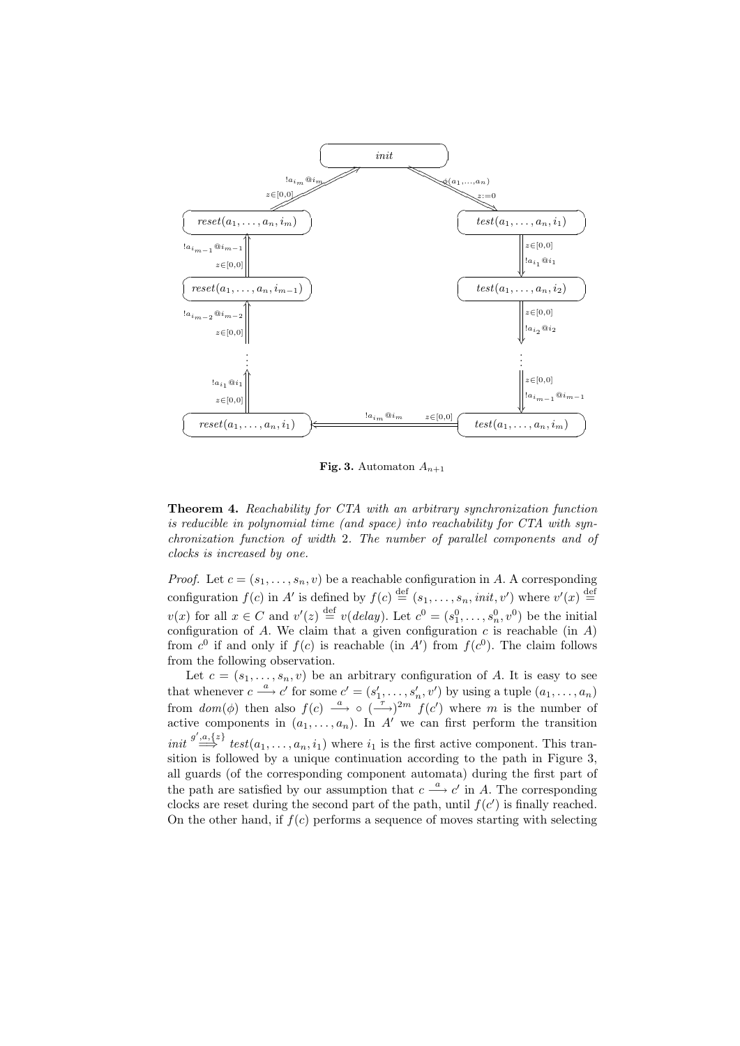**Fig. 3.** Automaton $A_{n+1}$

**Theorem 4.** *Reachability for CTA with an arbitrary synchronization function is reducible in polynomial time (and space) into reachability for CTA with synchronization function of width 2. The number of parallel components and of clocks is increased by one.*

*Proof.* Let $c = (s_1, \ldots, s_n, v)$ be a reachable configuration in $A$. A corresponding configuration $f(c)$ in $A'$ is defined by $f(c) \stackrel{\text{def}}{=} (s_1, \ldots, s_n, init, v')$ where $v'(x) \stackrel{\text{def}}{=} v(x)$ for all $x \in C$ and $v'(z) \stackrel{\text{def}}{=} v(delay)$. Let $c^0 = (s_1^0, \ldots, s_n^0, v^0)$ be the initial configuration of $A$. We claim that a given configuration $c$ is reachable (in $A$) from $c^0$ if and only if $f(c)$ is reachable (in $A'$) from $f(c^0)$. The claim follows from the following observation.

Let $c = (s_1, \ldots, s_n, v)$ be an arbitrary configuration of $A$. It is easy to see that whenever $c \stackrel{a}{\longrightarrow} c'$ for some $c' = (s_1', \ldots, s_n', v')$ by using a tuple $(a_1, \ldots, a_n)$ from $dom(\phi)$ then also $f(c) \stackrel{a}{\longrightarrow} \circ (\stackrel{\tau}{\longrightarrow})^{2m} f(c')$ where $m$ is the number of active components in $(a_1, \ldots, a_n)$. In $A'$ we can first perform the transition $init \stackrel{g',a,\{z\}}{\Longrightarrow} test(a_1, \ldots, a_n, i_1)$ where $i_1$ is the first active component. This transition is followed by a unique continuation according to the path in Figure 3, all guards (of the corresponding component automata) during the first part of the path are satisfied by our assumption that $c \stackrel{a}{\longrightarrow} c'$ in $A$. The corresponding clocks are reset during the second part of the path, until $f(c')$ is finally reached. On the other hand, if $f(c)$ performs a sequence of moves starting with selecting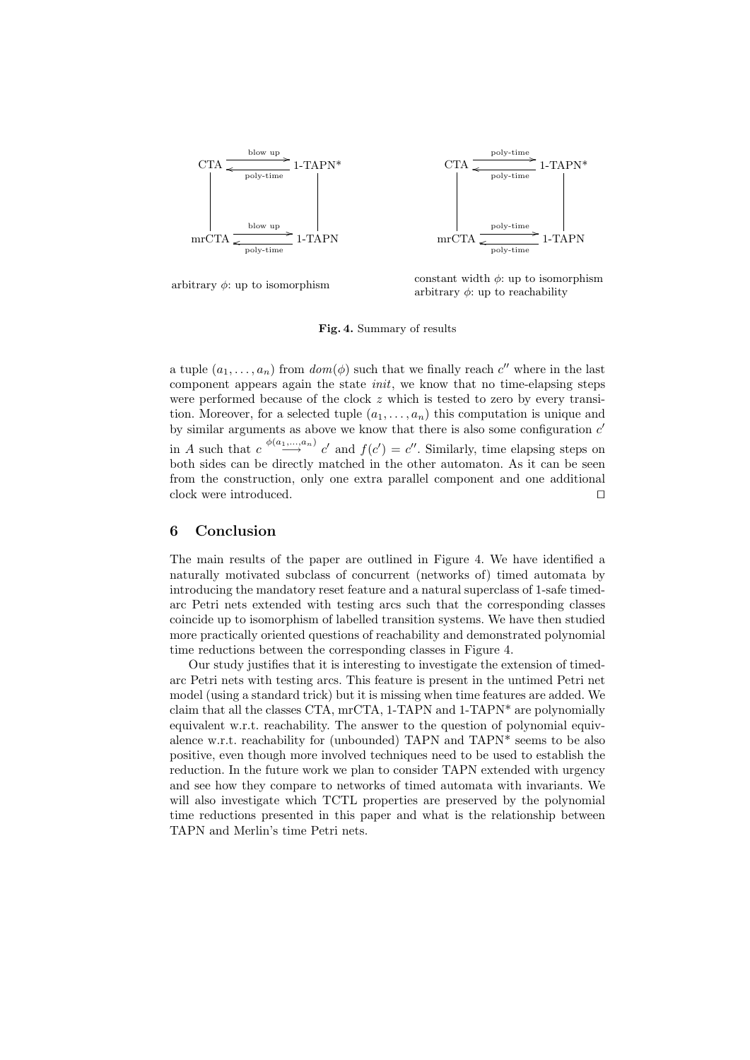CTA ⇄ 1-TAPN* (blow up →, ← poly-time)
mrCTA ⇄ 1-TAPN (blow up →, ← poly-time)

arbitrary $\phi$: up to isomorphism

CTA ⇄ 1-TAPN* (poly-time →, ← poly-time)
mrCTA ⇄ 1-TAPN (poly-time →, ← poly-time)

constant width $\phi$: up to isomorphism
arbitrary $\phi$: up to reachability

**Fig. 4.** Summary of results

a tuple $(a_1, \ldots, a_n)$ from $dom(\phi)$ such that we finally reach $c''$ where in the last component appears again the state *init*, we know that no time-elapsing steps were performed because of the clock $z$ which is tested to zero by every transition. Moreover, for a selected tuple $(a_1, \ldots, a_n)$ this computation is unique and by similar arguments as above we know that there is also some configuration $c'$ in $A$ such that $c \xrightarrow{\phi(a_1,\ldots,a_n)} c'$ and $f(c') = c''$. Similarly, time elapsing steps on both sides can be directly matched in the other automaton. As it can be seen from the construction, only one extra parallel component and one additional clock were introduced. ◻

## 6 Conclusion

The main results of the paper are outlined in Figure 4. We have identified a naturally motivated subclass of concurrent (networks of) timed automata by introducing the mandatory reset feature and a natural superclass of 1-safe timed-arc Petri nets extended with testing arcs such that the corresponding classes coincide up to isomorphism of labelled transition systems. We have then studied more practically oriented questions of reachability and demonstrated polynomial time reductions between the corresponding classes in Figure 4.

Our study justifies that it is interesting to investigate the extension of timed-arc Petri nets with testing arcs. This feature is present in the untimed Petri net model (using a standard trick) but it is missing when time features are added. We claim that all the classes CTA, mrCTA, 1-TAPN and 1-TAPN* are polynomially equivalent w.r.t. reachability. The answer to the question of polynomial equivalence w.r.t. reachability for (unbounded) TAPN and TAPN* seems to be also positive, even though more involved techniques need to be used to establish the reduction. In the future work we plan to consider TAPN extended with urgency and see how they compare to networks of timed automata with invariants. We will also investigate which TCTL properties are preserved by the polynomial time reductions presented in this paper and what is the relationship between TAPN and Merlin's time Petri nets.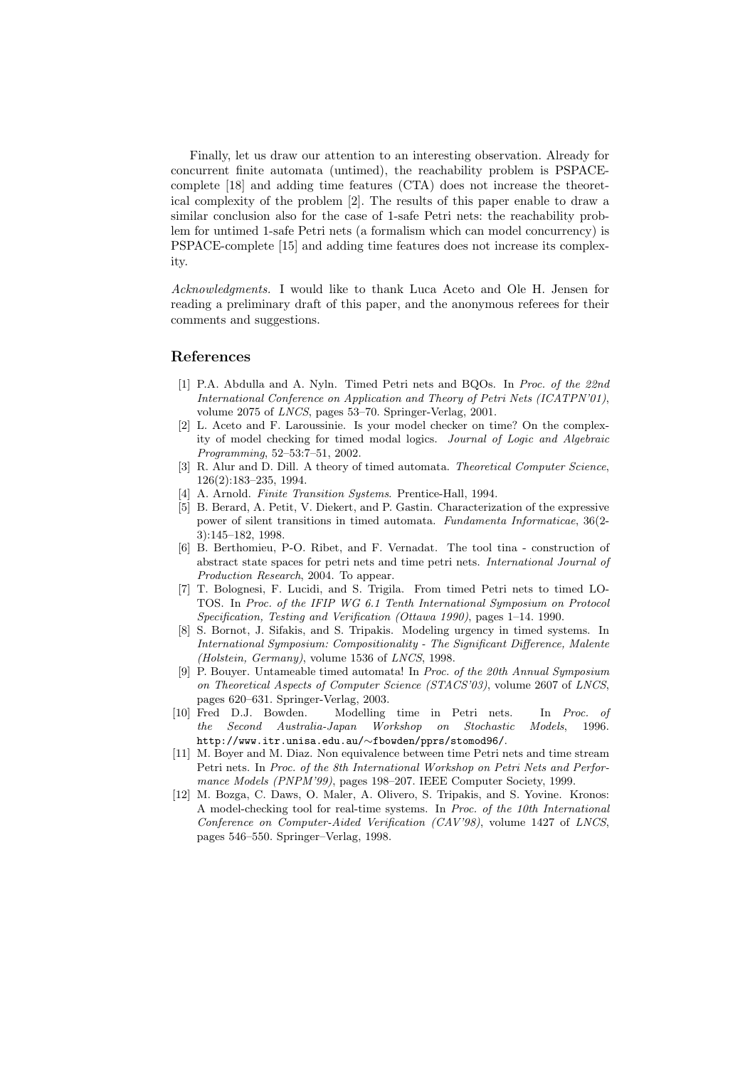Finally, let us draw our attention to an interesting observation. Already for concurrent finite automata (untimed), the reachability problem is PSPACE-complete [18] and adding time features (CTA) does not increase the theoretical complexity of the problem [2]. The results of this paper enable to draw a similar conclusion also for the case of 1-safe Petri nets: the reachability problem for untimed 1-safe Petri nets (a formalism which can model concurrency) is PSPACE-complete [15] and adding time features does not increase its complexity.

*Acknowledgments.* I would like to thank Luca Aceto and Ole H. Jensen for reading a preliminary draft of this paper, and the anonymous referees for their comments and suggestions.

## References

[1] P.A. Abdulla and A. Nyln. Timed Petri nets and BQOs. In *Proc. of the 22nd International Conference on Application and Theory of Petri Nets (ICATPN'01)*, volume 2075 of *LNCS*, pages 53–70. Springer-Verlag, 2001.

[2] L. Aceto and F. Laroussinie. Is your model checker on time? On the complexity of model checking for timed modal logics. *Journal of Logic and Algebraic Programming*, 52–53:7–51, 2002.

[3] R. Alur and D. Dill. A theory of timed automata. *Theoretical Computer Science*, 126(2):183–235, 1994.

[4] A. Arnold. *Finite Transition Systems*. Prentice-Hall, 1994.

[5] B. Berard, A. Petit, V. Diekert, and P. Gastin. Characterization of the expressive power of silent transitions in timed automata. *Fundamenta Informaticae*, 36(2-3):145–182, 1998.

[6] B. Berthomieu, P-O. Ribet, and F. Vernadat. The tool tina - construction of abstract state spaces for petri nets and time petri nets. *International Journal of Production Research*, 2004. To appear.

[7] T. Bolognesi, F. Lucidi, and S. Trigila. From timed Petri nets to timed LOTOS. In *Proc. of the IFIP WG 6.1 Tenth International Symposium on Protocol Specification, Testing and Verification (Ottawa 1990)*, pages 1–14. 1990.

[8] S. Bornot, J. Sifakis, and S. Tripakis. Modeling urgency in timed systems. In *International Symposium: Compositionality - The Significant Difference, Malente (Holstein, Germany)*, volume 1536 of *LNCS*, 1998.

[9] P. Bouyer. Untameable timed automata! In *Proc. of the 20th Annual Symposium on Theoretical Aspects of Computer Science (STACS'03)*, volume 2607 of *LNCS*, pages 620–631. Springer-Verlag, 2003.

[10] Fred D.J. Bowden. Modelling time in Petri nets. In *Proc. of the Second Australia-Japan Workshop on Stochastic Models*, 1996. http://www.itr.unisa.edu.au/∼fbowden/pprs/stomod96/.

[11] M. Boyer and M. Diaz. Non equivalence between time Petri nets and time stream Petri nets. In *Proc. of the 8th International Workshop on Petri Nets and Performance Models (PNPM'99)*, pages 198–207. IEEE Computer Society, 1999.

[12] M. Bozga, C. Daws, O. Maler, A. Olivero, S. Tripakis, and S. Yovine. Kronos: A model-checking tool for real-time systems. In *Proc. of the 10th International Conference on Computer-Aided Verification (CAV'98)*, volume 1427 of *LNCS*, pages 546–550. Springer–Verlag, 1998.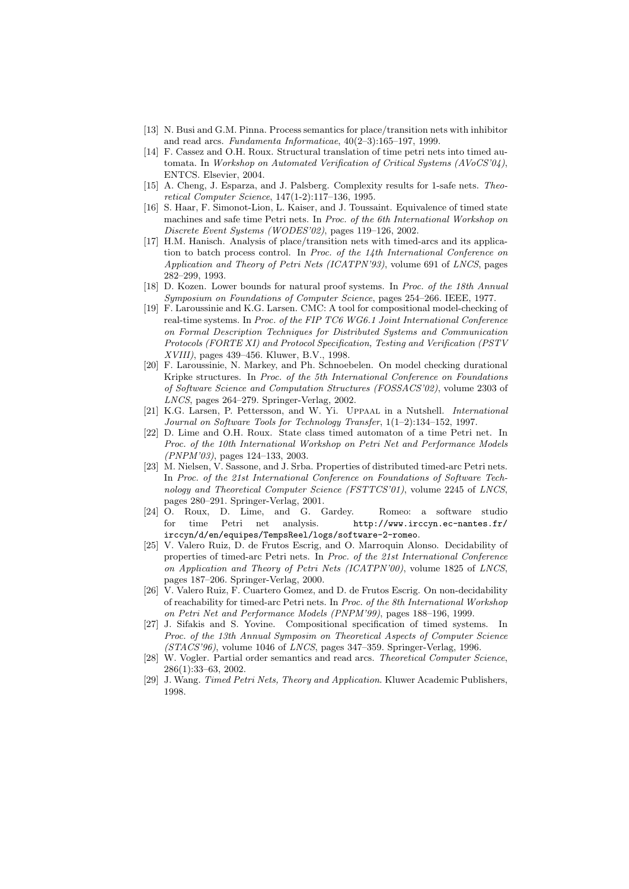[13] N. Busi and G.M. Pinna. Process semantics for place/transition nets with inhibitor and read arcs. *Fundamenta Informaticae*, 40(2–3):165–197, 1999.

[14] F. Cassez and O.H. Roux. Structural translation of time petri nets into timed automata. In *Workshop on Automated Verification of Critical Systems (AVoCS'04)*, ENTCS. Elsevier, 2004.

[15] A. Cheng, J. Esparza, and J. Palsberg. Complexity results for 1-safe nets. *Theoretical Computer Science*, 147(1-2):117–136, 1995.

[16] S. Haar, F. Simonot-Lion, L. Kaiser, and J. Toussaint. Equivalence of timed state machines and safe time Petri nets. In *Proc. of the 6th International Workshop on Discrete Event Systems (WODES'02)*, pages 119–126, 2002.

[17] H.M. Hanisch. Analysis of place/transition nets with timed-arcs and its application to batch process control. In *Proc. of the 14th International Conference on Application and Theory of Petri Nets (ICATPN'93)*, volume 691 of *LNCS*, pages 282–299, 1993.

[18] D. Kozen. Lower bounds for natural proof systems. In *Proc. of the 18th Annual Symposium on Foundations of Computer Science*, pages 254–266. IEEE, 1977.

[19] F. Laroussinie and K.G. Larsen. CMC: A tool for compositional model-checking of real-time systems. In *Proc. of the FIP TC6 WG6.1 Joint International Conference on Formal Description Techniques for Distributed Systems and Communication Protocols (FORTE XI) and Protocol Specification, Testing and Verification (PSTV XVIII)*, pages 439–456. Kluwer, B.V., 1998.

[20] F. Laroussinie, N. Markey, and Ph. Schnoebelen. On model checking durational Kripke structures. In *Proc. of the 5th International Conference on Foundations of Software Science and Computation Structures (FOSSACS'02)*, volume 2303 of *LNCS*, pages 264–279. Springer-Verlag, 2002.

[21] K.G. Larsen, P. Pettersson, and W. Yi. Uppaal in a Nutshell. *International Journal on Software Tools for Technology Transfer*, 1(1–2):134–152, 1997.

[22] D. Lime and O.H. Roux. State class timed automaton of a time Petri net. In *Proc. of the 10th International Workshop on Petri Net and Performance Models (PNPM'03)*, pages 124–133, 2003.

[23] M. Nielsen, V. Sassone, and J. Srba. Properties of distributed timed-arc Petri nets. In *Proc. of the 21st International Conference on Foundations of Software Technology and Theoretical Computer Science (FSTTCS'01)*, volume 2245 of *LNCS*, pages 280–291. Springer-Verlag, 2001.

[24] O. Roux, D. Lime, and G. Gardey. Romeo: a software studio for time Petri net analysis. `http://www.irccyn.ec-nantes.fr/irccyn/d/en/equipes/TempsReel/logs/software-2-romeo`.

[25] V. Valero Ruiz, D. de Frutos Escrig, and O. Marroquin Alonso. Decidability of properties of timed-arc Petri nets. In *Proc. of the 21st International Conference on Application and Theory of Petri Nets (ICATPN'00)*, volume 1825 of *LNCS*, pages 187–206. Springer-Verlag, 2000.

[26] V. Valero Ruiz, F. Cuartero Gomez, and D. de Frutos Escrig. On non-decidability of reachability for timed-arc Petri nets. In *Proc. of the 8th International Workshop on Petri Net and Performance Models (PNPM'99)*, pages 188–196, 1999.

[27] J. Sifakis and S. Yovine. Compositional specification of timed systems. In *Proc. of the 13th Annual Symposim on Theoretical Aspects of Computer Science (STACS'96)*, volume 1046 of *LNCS*, pages 347–359. Springer-Verlag, 1996.

[28] W. Vogler. Partial order semantics and read arcs. *Theoretical Computer Science*, 286(1):33–63, 2002.

[29] J. Wang. *Timed Petri Nets, Theory and Application*. Kluwer Academic Publishers, 1998.